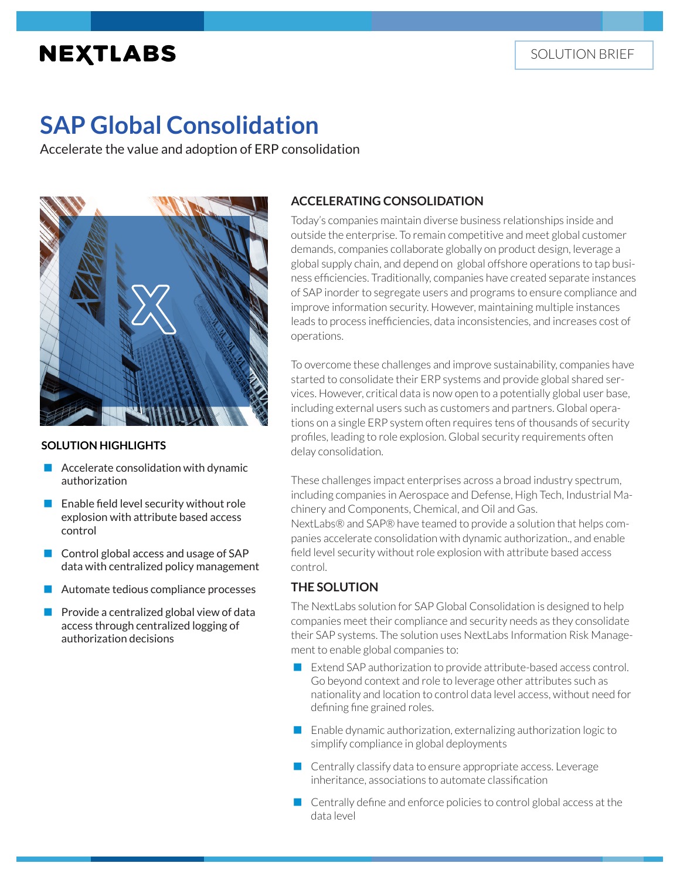NEXTLABS

SOLUTION BRIEF

# SAP Global Consolidation

Accelerate the value and adoption of ERP consolidation

### SOLUTION HIGHLIGHTS

- Accelerate consolidation with dynamic authorization
- Enable field level security without role explosion with attribute based access control
- Control global access and usage of SAP data with centralized policy management
- Automate tedious compliance processes
- Provide a centralized global view of data access through centralized logging of authorization decisions

## ACCELERATING CONSOLIDATION

Today's companies maintain diverse business relationships inside and outside the enterprise. To remain competitive and meet global customer demands, companies collaborate globally on product design, leverage a global supply chain, and depend on global offshore operations to tap business efficiencies. Traditionally, companies have created separate instances of SAP inorder to segregate users and programs to ensure compliance and improve information security. However, maintaining multiple instances leads to process inefficiencies, data inconsistencies, and increases cost of operations.

To overcome these challenges and improve sustainability, companies have started to consolidate their ERP systems and provide global shared services. However, critical data is now open to a potentially global user base, including external users such as customers and partners. Global operations on a single ERP system often requires tens of thousands of security profiles, leading to role explosion. Global security requirements often delay consolidation.

These challenges impact enterprises across a broad industry spectrum, including companies in Aerospace and Defense, High Tech, Industrial Machinery and Components, Chemical, and Oil and Gas.
NextLabs® and SAP® have teamed to provide a solution that helps companies accelerate consolidation with dynamic authorization., and enable field level security without role explosion with attribute based access control.

## THE SOLUTION

The NextLabs solution for SAP Global Consolidation is designed to help companies meet their compliance and security needs as they consolidate their SAP systems. The solution uses NextLabs Information Risk Management to enable global companies to:

- Extend SAP authorization to provide attribute-based access control. Go beyond context and role to leverage other attributes such as nationality and location to control data level access, without need for defining fine grained roles.
- Enable dynamic authorization, externalizing authorization logic to simplify compliance in global deployments
- Centrally classify data to ensure appropriate access. Leverage inheritance, associations to automate classification
- Centrally define and enforce policies to control global access at the data level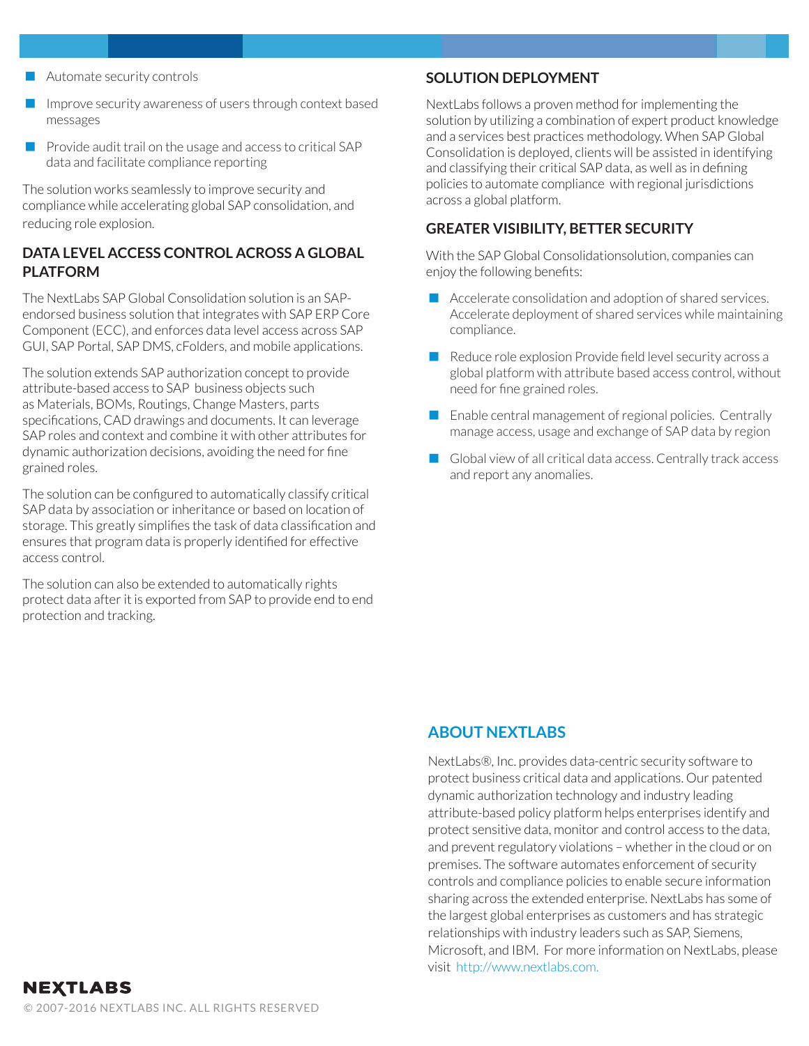- Automate security controls
- Improve security awareness of users through context based messages
- Provide audit trail on the usage and access to critical SAP data and facilitate compliance reporting

The solution works seamlessly to improve security and compliance while accelerating global SAP consolidation, and reducing role explosion.

## DATA LEVEL ACCESS CONTROL ACROSS A GLOBAL PLATFORM

The NextLabs SAP Global Consolidation solution is an SAP-endorsed business solution that integrates with SAP ERP Core Component (ECC), and enforces data level access across SAP GUI, SAP Portal, SAP DMS, cFolders, and mobile applications.

The solution extends SAP authorization concept to provide attribute-based access to SAP business objects such as Materials, BOMs, Routings, Change Masters, parts specifications, CAD drawings and documents. It can leverage SAP roles and context and combine it with other attributes for dynamic authorization decisions, avoiding the need for fine grained roles.

The solution can be configured to automatically classify critical SAP data by association or inheritance or based on location of storage. This greatly simplifies the task of data classification and ensures that program data is properly identified for effective access control.

The solution can also be extended to automatically rights protect data after it is exported from SAP to provide end to end protection and tracking.

## SOLUTION DEPLOYMENT

NextLabs follows a proven method for implementing the solution by utilizing a combination of expert product knowledge and a services best practices methodology. When SAP Global Consolidation is deployed, clients will be assisted in identifying and classifying their critical SAP data, as well as in defining policies to automate compliance with regional jurisdictions across a global platform.

## GREATER VISIBILITY, BETTER SECURITY

With the SAP Global Consolidationsolution, companies can enjoy the following benefits:

- Accelerate consolidation and adoption of shared services. Accelerate deployment of shared services while maintaining compliance.
- Reduce role explosion Provide field level security across a global platform with attribute based access control, without need for fine grained roles.
- Enable central management of regional policies. Centrally manage access, usage and exchange of SAP data by region
- Global view of all critical data access. Centrally track access and report any anomalies.

## ABOUT NEXTLABS

NextLabs®, Inc. provides data-centric security software to protect business critical data and applications. Our patented dynamic authorization technology and industry leading attribute-based policy platform helps enterprises identify and protect sensitive data, monitor and control access to the data, and prevent regulatory violations – whether in the cloud or on premises. The software automates enforcement of security controls and compliance policies to enable secure information sharing across the extended enterprise. NextLabs has some of the largest global enterprises as customers and has strategic relationships with industry leaders such as SAP, Siemens, Microsoft, and IBM. For more information on NextLabs, please visit http://www.nextlabs.com.

NEXTLABS

© 2007-2016 NEXTLABS INC. ALL RIGHTS RESERVED